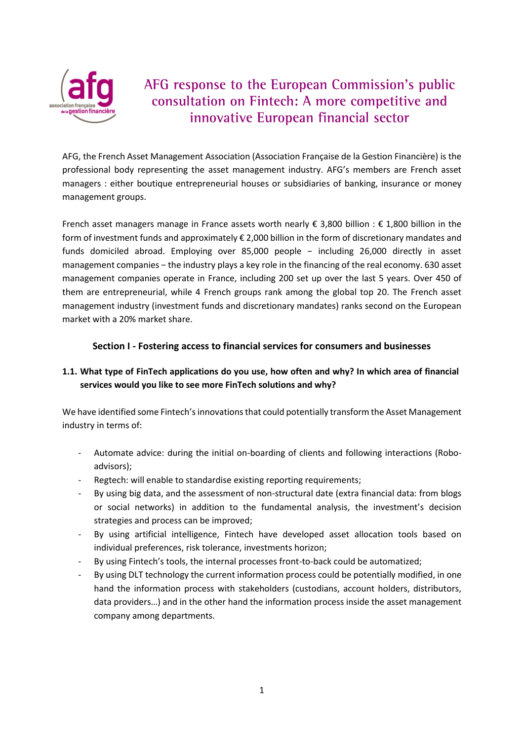# AFG response to the European Commission's public consultation on Fintech: A more competitive and innovative European financial sector

AFG, the French Asset Management Association (Association Française de la Gestion Financière) is the professional body representing the asset management industry. AFG's members are French asset managers : either boutique entrepreneurial houses or subsidiaries of banking, insurance or money management groups.

French asset managers manage in France assets worth nearly € 3,800 billion : € 1,800 billion in the form of investment funds and approximately € 2,000 billion in the form of discretionary mandates and funds domiciled abroad. Employing over 85,000 people − including 26,000 directly in asset management companies − the industry plays a key role in the financing of the real economy. 630 asset management companies operate in France, including 200 set up over the last 5 years. Over 450 of them are entrepreneurial, while 4 French groups rank among the global top 20. The French asset management industry (investment funds and discretionary mandates) ranks second on the European market with a 20% market share.

## Section I - Fostering access to financial services for consumers and businesses

### 1.1. What type of FinTech applications do you use, how often and why? In which area of financial services would you like to see more FinTech solutions and why?

We have identified some Fintech's innovations that could potentially transform the Asset Management industry in terms of:

- Automate advice: during the initial on-boarding of clients and following interactions (Robo-advisors);
- Regtech: will enable to standardise existing reporting requirements;
- By using big data, and the assessment of non-structural date (extra financial data: from blogs or social networks) in addition to the fundamental analysis, the investment's decision strategies and process can be improved;
- By using artificial intelligence, Fintech have developed asset allocation tools based on individual preferences, risk tolerance, investments horizon;
- By using Fintech's tools, the internal processes front-to-back could be automatized;
- By using DLT technology the current information process could be potentially modified, in one hand the information process with stakeholders (custodians, account holders, distributors, data providers…) and in the other hand the information process inside the asset management company among departments.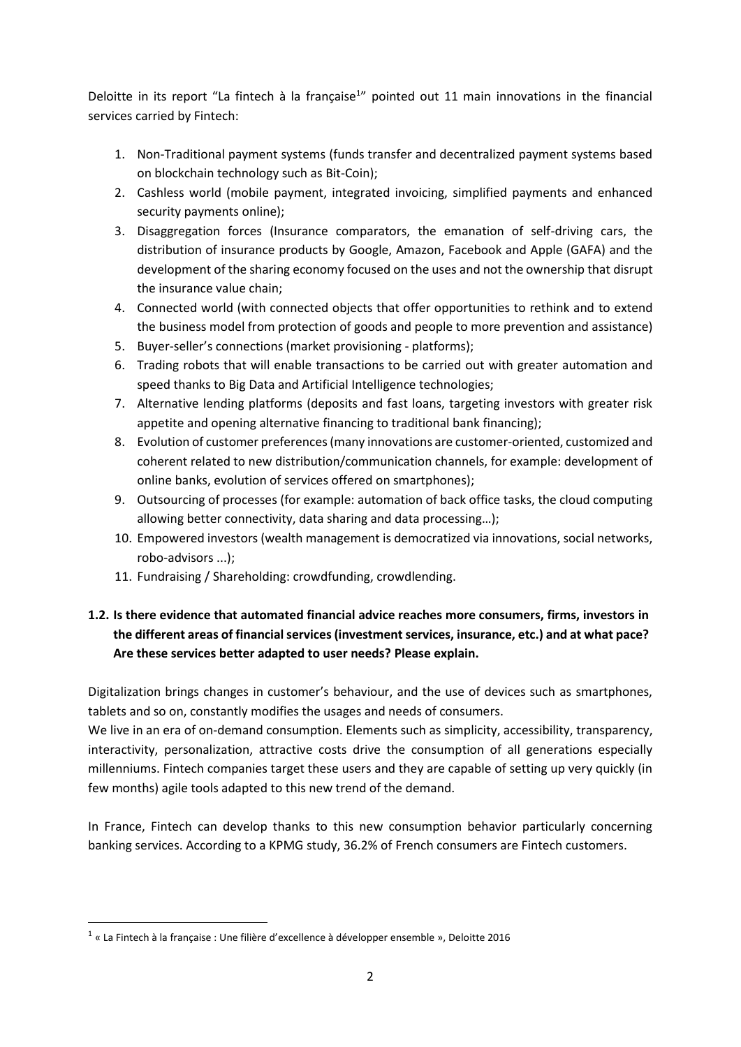Deloitte in its report "La fintech à la française[1]" pointed out 11 main innovations in the financial services carried by Fintech:

1. Non-Traditional payment systems (funds transfer and decentralized payment systems based on blockchain technology such as Bit-Coin);
2. Cashless world (mobile payment, integrated invoicing, simplified payments and enhanced security payments online);
3. Disaggregation forces (Insurance comparators, the emanation of self-driving cars, the distribution of insurance products by Google, Amazon, Facebook and Apple (GAFA) and the development of the sharing economy focused on the uses and not the ownership that disrupt the insurance value chain;
4. Connected world (with connected objects that offer opportunities to rethink and to extend the business model from protection of goods and people to more prevention and assistance)
5. Buyer-seller's connections (market provisioning - platforms);
6. Trading robots that will enable transactions to be carried out with greater automation and speed thanks to Big Data and Artificial Intelligence technologies;
7. Alternative lending platforms (deposits and fast loans, targeting investors with greater risk appetite and opening alternative financing to traditional bank financing);
8. Evolution of customer preferences (many innovations are customer-oriented, customized and coherent related to new distribution/communication channels, for example: development of online banks, evolution of services offered on smartphones);
9. Outsourcing of processes (for example: automation of back office tasks, the cloud computing allowing better connectivity, data sharing and data processing…);
10. Empowered investors (wealth management is democratized via innovations, social networks, robo-advisors ...);
11. Fundraising / Shareholding: crowdfunding, crowdlending.

### 1.2. Is there evidence that automated financial advice reaches more consumers, firms, investors in the different areas of financial services (investment services, insurance, etc.) and at what pace? Are these services better adapted to user needs? Please explain.

Digitalization brings changes in customer's behaviour, and the use of devices such as smartphones, tablets and so on, constantly modifies the usages and needs of consumers.
We live in an era of on-demand consumption. Elements such as simplicity, accessibility, transparency, interactivity, personalization, attractive costs drive the consumption of all generations especially milleniums. Fintech companies target these users and they are capable of setting up very quickly (in few months) agile tools adapted to this new trend of the demand.

In France, Fintech can develop thanks to this new consumption behavior particularly concerning banking services. According to a KPMG study, 36.2% of French consumers are Fintech customers.

---

[1] « La Fintech à la française : Une filière d'excellence à développer ensemble », Deloitte 2016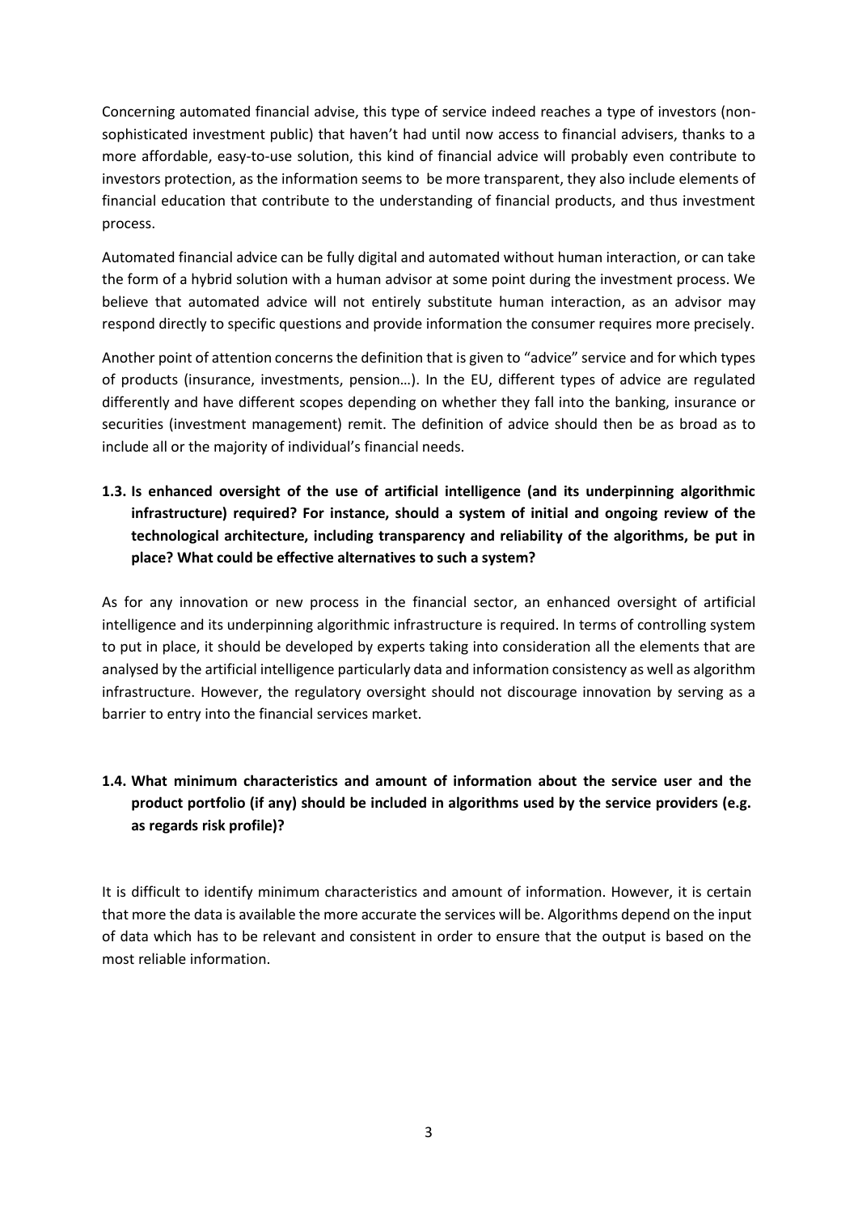Concerning automated financial advise, this type of service indeed reaches a type of investors (non-sophisticated investment public) that haven't had until now access to financial advisers, thanks to a more affordable, easy-to-use solution, this kind of financial advice will probably even contribute to investors protection, as the information seems to be more transparent, they also include elements of financial education that contribute to the understanding of financial products, and thus investment process.

Automated financial advice can be fully digital and automated without human interaction, or can take the form of a hybrid solution with a human advisor at some point during the investment process. We believe that automated advice will not entirely substitute human interaction, as an advisor may respond directly to specific questions and provide information the consumer requires more precisely.

Another point of attention concerns the definition that is given to "advice" service and for which types of products (insurance, investments, pension…). In the EU, different types of advice are regulated differently and have different scopes depending on whether they fall into the banking, insurance or securities (investment management) remit. The definition of advice should then be as broad as to include all or the majority of individual's financial needs.

**1.3. Is enhanced oversight of the use of artificial intelligence (and its underpinning algorithmic infrastructure) required? For instance, should a system of initial and ongoing review of the technological architecture, including transparency and reliability of the algorithms, be put in place? What could be effective alternatives to such a system?**

As for any innovation or new process in the financial sector, an enhanced oversight of artificial intelligence and its underpinning algorithmic infrastructure is required. In terms of controlling system to put in place, it should be developed by experts taking into consideration all the elements that are analysed by the artificial intelligence particularly data and information consistency as well as algorithm infrastructure. However, the regulatory oversight should not discourage innovation by serving as a barrier to entry into the financial services market.

**1.4. What minimum characteristics and amount of information about the service user and the product portfolio (if any) should be included in algorithms used by the service providers (e.g. as regards risk profile)?**

It is difficult to identify minimum characteristics and amount of information. However, it is certain that more the data is available the more accurate the services will be. Algorithms depend on the input of data which has to be relevant and consistent in order to ensure that the output is based on the most reliable information.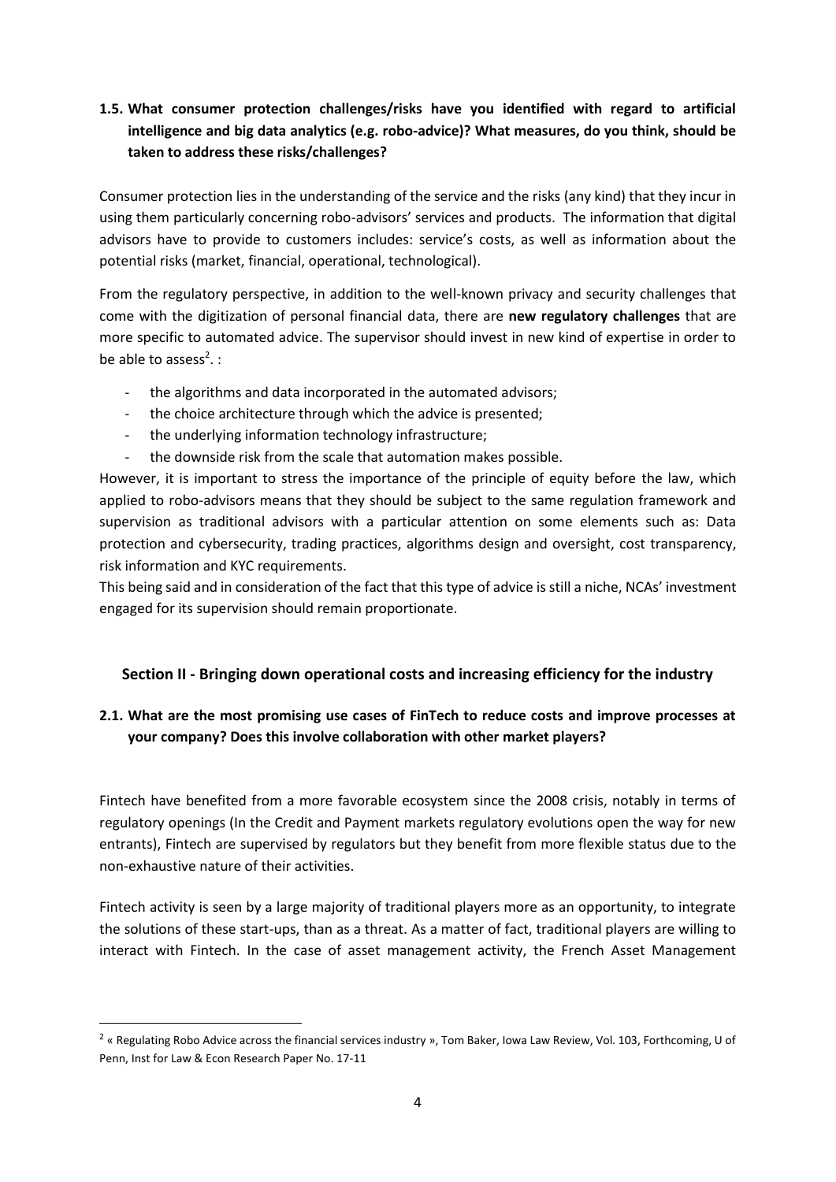**1.5. What consumer protection challenges/risks have you identified with regard to artificial intelligence and big data analytics (e.g. robo-advice)? What measures, do you think, should be taken to address these risks/challenges?**

Consumer protection lies in the understanding of the service and the risks (any kind) that they incur in using them particularly concerning robo-advisors' services and products. The information that digital advisors have to provide to customers includes: service's costs, as well as information about the potential risks (market, financial, operational, technological).

From the regulatory perspective, in addition to the well-known privacy and security challenges that come with the digitization of personal financial data, there are **new regulatory challenges** that are more specific to automated advice. The supervisor should invest in new kind of expertise in order to be able to assess[2]. :

- the algorithms and data incorporated in the automated advisors;
- the choice architecture through which the advice is presented;
- the underlying information technology infrastructure;
- the downside risk from the scale that automation makes possible.

However, it is important to stress the importance of the principle of equity before the law, which applied to robo-advisors means that they should be subject to the same regulation framework and supervision as traditional advisors with a particular attention on some elements such as: Data protection and cybersecurity, trading practices, algorithms design and oversight, cost transparency, risk information and KYC requirements.

This being said and in consideration of the fact that this type of advice is still a niche, NCAs' investment engaged for its supervision should remain proportionate.

## Section II - Bringing down operational costs and increasing efficiency for the industry

**2.1. What are the most promising use cases of FinTech to reduce costs and improve processes at your company? Does this involve collaboration with other market players?**

Fintech have benefited from a more favorable ecosystem since the 2008 crisis, notably in terms of regulatory openings (In the Credit and Payment markets regulatory evolutions open the way for new entrants), Fintech are supervised by regulators but they benefit from more flexible status due to the non-exhaustive nature of their activities.

Fintech activity is seen by a large majority of traditional players more as an opportunity, to integrate the solutions of these start-ups, than as a threat. As a matter of fact, traditional players are willing to interact with Fintech. In the case of asset management activity, the French Asset Management

[2] « Regulating Robo Advice across the financial services industry », Tom Baker, Iowa Law Review, Vol. 103, Forthcoming, U of Penn, Inst for Law & Econ Research Paper No. 17-11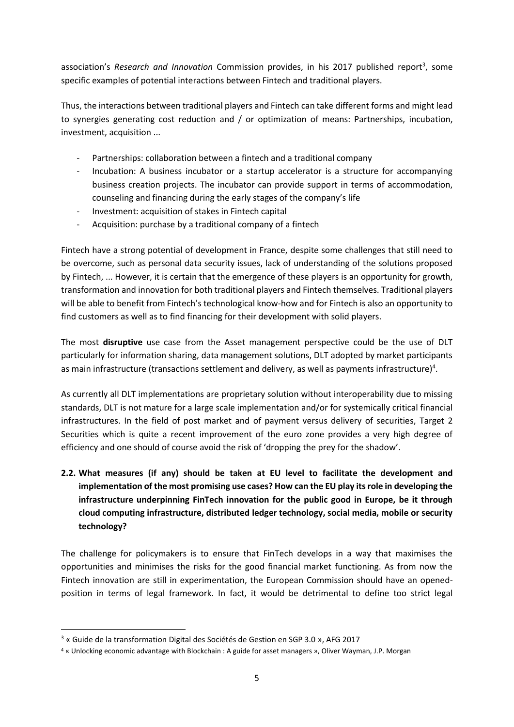association's *Research and Innovation* Commission provides, in his 2017 published report[3], some specific examples of potential interactions between Fintech and traditional players.

Thus, the interactions between traditional players and Fintech can take different forms and might lead to synergies generating cost reduction and / or optimization of means: Partnerships, incubation, investment, acquisition ...

- Partnerships: collaboration between a fintech and a traditional company
- Incubation: A business incubator or a startup accelerator is a structure for accompanying business creation projects. The incubator can provide support in terms of accommodation, counseling and financing during the early stages of the company's life
- Investment: acquisition of stakes in Fintech capital
- Acquisition: purchase by a traditional company of a fintech

Fintech have a strong potential of development in France, despite some challenges that still need to be overcome, such as personal data security issues, lack of understanding of the solutions proposed by Fintech, ... However, it is certain that the emergence of these players is an opportunity for growth, transformation and innovation for both traditional players and Fintech themselves. Traditional players will be able to benefit from Fintech's technological know-how and for Fintech is also an opportunity to find customers as well as to find financing for their development with solid players.

The most **disruptive** use case from the Asset management perspective could be the use of DLT particularly for information sharing, data management solutions, DLT adopted by market participants as main infrastructure (transactions settlement and delivery, as well as payments infrastructure)[4].

As currently all DLT implementations are proprietary solution without interoperability due to missing standards, DLT is not mature for a large scale implementation and/or for systemically critical financial infrastructures. In the field of post market and of payment versus delivery of securities, Target 2 Securities which is quite a recent improvement of the euro zone provides a very high degree of efficiency and one should of course avoid the risk of 'dropping the prey for the shadow'.

**2.2. What measures (if any) should be taken at EU level to facilitate the development and implementation of the most promising use cases? How can the EU play its role in developing the infrastructure underpinning FinTech innovation for the public good in Europe, be it through cloud computing infrastructure, distributed ledger technology, social media, mobile or security technology?**

The challenge for policymakers is to ensure that FinTech develops in a way that maximises the opportunities and minimises the risks for the good financial market functioning. As from now the Fintech innovation are still in experimentation, the European Commission should have an opened-position in terms of legal framework. In fact, it would be detrimental to define too strict legal

---

[3] « Guide de la transformation Digital des Sociétés de Gestion en SGP 3.0 », AFG 2017

[4] « Unlocking economic advantage with Blockchain : A guide for asset managers », Oliver Wayman, J.P. Morgan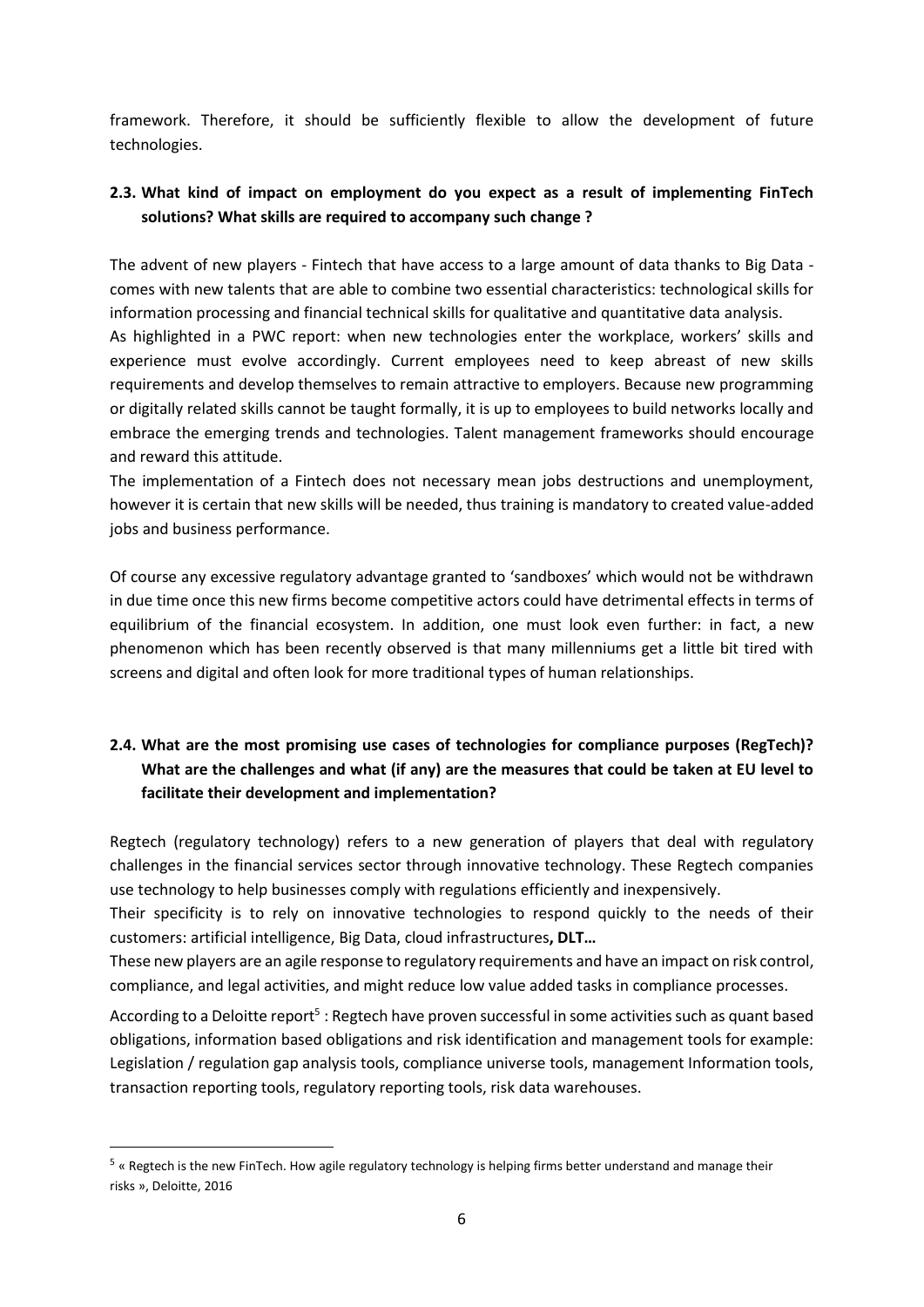framework. Therefore, it should be sufficiently flexible to allow the development of future technologies.

### 2.3. What kind of impact on employment do you expect as a result of implementing FinTech solutions? What skills are required to accompany such change ?

The advent of new players - Fintech that have access to a large amount of data thanks to Big Data - comes with new talents that are able to combine two essential characteristics: technological skills for information processing and financial technical skills for qualitative and quantitative data analysis.

As highlighted in a PWC report: when new technologies enter the workplace, workers' skills and experience must evolve accordingly. Current employees need to keep abreast of new skills requirements and develop themselves to remain attractive to employers. Because new programming or digitally related skills cannot be taught formally, it is up to employees to build networks locally and embrace the emerging trends and technologies. Talent management frameworks should encourage and reward this attitude.

The implementation of a Fintech does not necessary mean jobs destructions and unemployment, however it is certain that new skills will be needed, thus training is mandatory to created value-added jobs and business performance.

Of course any excessive regulatory advantage granted to 'sandboxes' which would not be withdrawn in due time once this new firms become competitive actors could have detrimental effects in terms of equilibrium of the financial ecosystem. In addition, one must look even further: in fact, a new phenomenon which has been recently observed is that many millenniums get a little bit tired with screens and digital and often look for more traditional types of human relationships.

### 2.4. What are the most promising use cases of technologies for compliance purposes (RegTech)? What are the challenges and what (if any) are the measures that could be taken at EU level to facilitate their development and implementation?

Regtech (regulatory technology) refers to a new generation of players that deal with regulatory challenges in the financial services sector through innovative technology. These Regtech companies use technology to help businesses comply with regulations efficiently and inexpensively.

Their specificity is to rely on innovative technologies to respond quickly to the needs of their customers: artificial intelligence, Big Data, cloud infrastructures**, DLT…**

These new players are an agile response to regulatory requirements and have an impact on risk control, compliance, and legal activities, and might reduce low value added tasks in compliance processes.

According to a Deloitte report[5] : Regtech have proven successful in some activities such as quant based obligations, information based obligations and risk identification and management tools for example: Legislation / regulation gap analysis tools, compliance universe tools, management Information tools, transaction reporting tools, regulatory reporting tools, risk data warehouses.

---

[5] « Regtech is the new FinTech. How agile regulatory technology is helping firms better understand and manage their risks », Deloitte, 2016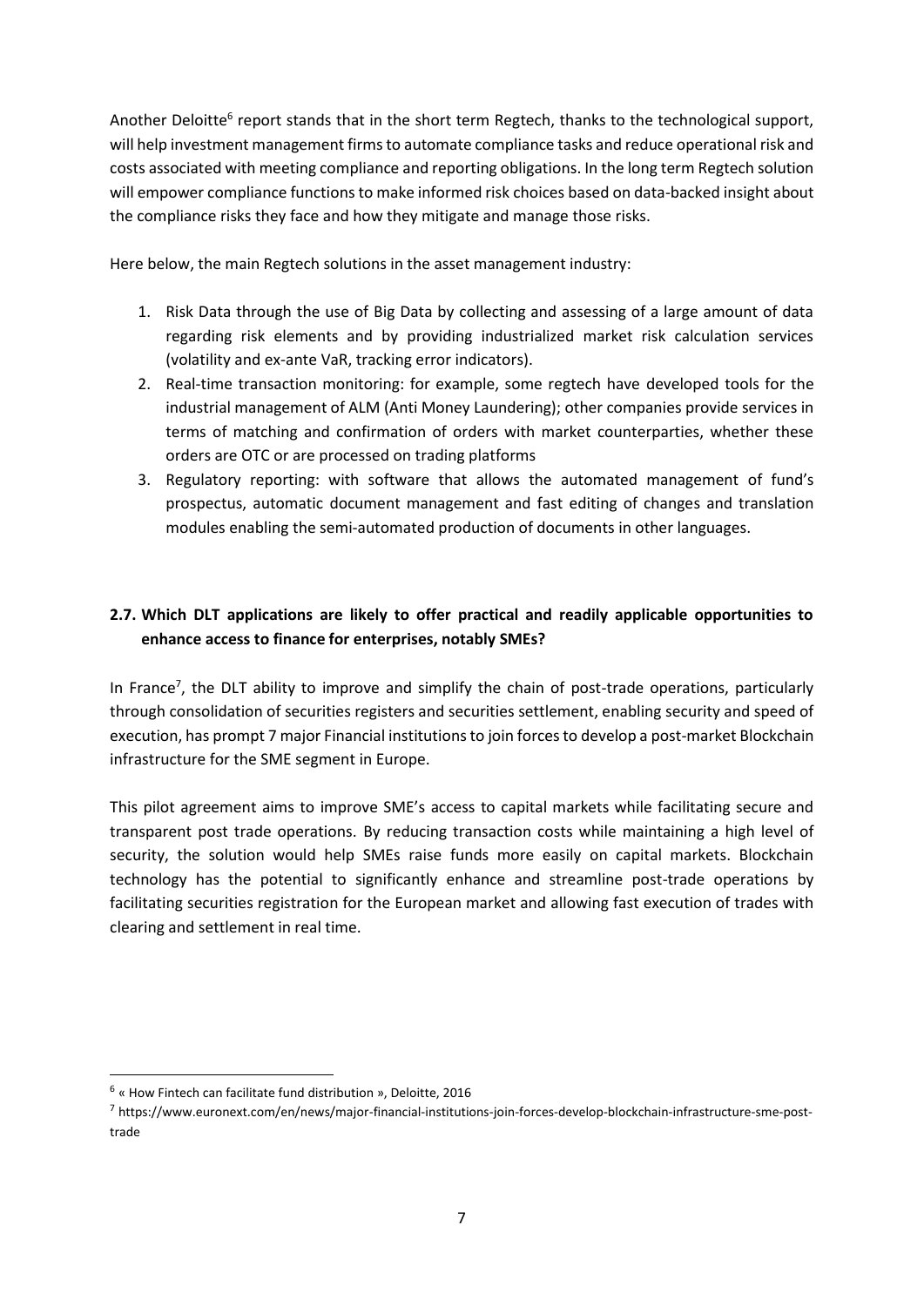Another Deloitte[6] report stands that in the short term Regtech, thanks to the technological support, will help investment management firms to automate compliance tasks and reduce operational risk and costs associated with meeting compliance and reporting obligations. In the long term Regtech solution will empower compliance functions to make informed risk choices based on data-backed insight about the compliance risks they face and how they mitigate and manage those risks.

Here below, the main Regtech solutions in the asset management industry:

1. Risk Data through the use of Big Data by collecting and assessing of a large amount of data regarding risk elements and by providing industrialized market risk calculation services (volatility and ex-ante VaR, tracking error indicators).
2. Real-time transaction monitoring: for example, some regtech have developed tools for the industrial management of ALM (Anti Money Laundering); other companies provide services in terms of matching and confirmation of orders with market counterparties, whether these orders are OTC or are processed on trading platforms
3. Regulatory reporting: with software that allows the automated management of fund's prospectus, automatic document management and fast editing of changes and translation modules enabling the semi-automated production of documents in other languages.

### 2.7. Which DLT applications are likely to offer practical and readily applicable opportunities to enhance access to finance for enterprises, notably SMEs?

In France[7], the DLT ability to improve and simplify the chain of post-trade operations, particularly through consolidation of securities registers and securities settlement, enabling security and speed of execution, has prompt 7 major Financial institutions to join forces to develop a post-market Blockchain infrastructure for the SME segment in Europe.

This pilot agreement aims to improve SME's access to capital markets while facilitating secure and transparent post trade operations. By reducing transaction costs while maintaining a high level of security, the solution would help SMEs raise funds more easily on capital markets. Blockchain technology has the potential to significantly enhance and streamline post-trade operations by facilitating securities registration for the European market and allowing fast execution of trades with clearing and settlement in real time.

---

[6] « How Fintech can facilitate fund distribution », Deloitte, 2016

[7] https://www.euronext.com/en/news/major-financial-institutions-join-forces-develop-blockchain-infrastructure-sme-post-trade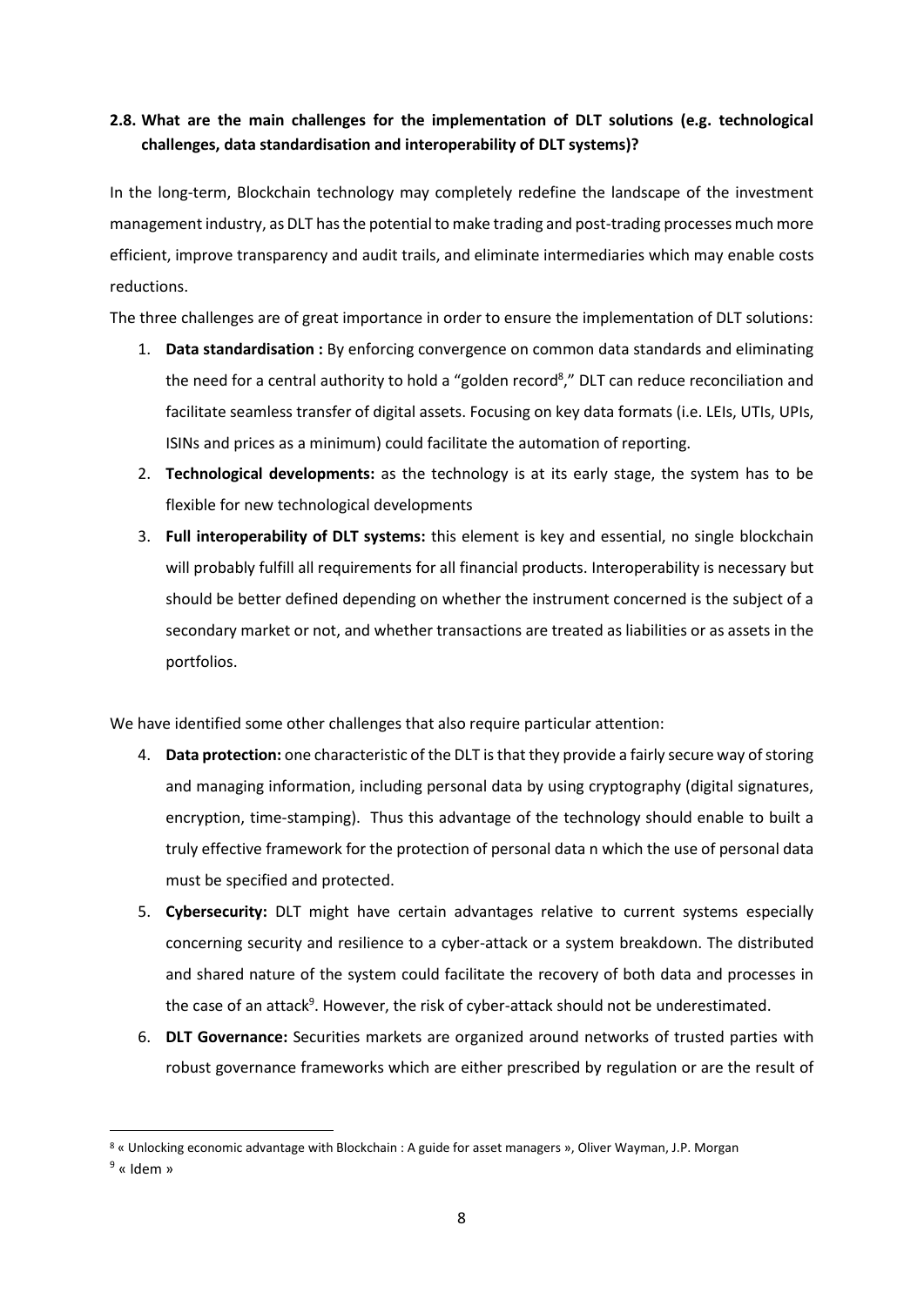## 2.8. What are the main challenges for the implementation of DLT solutions (e.g. technological challenges, data standardisation and interoperability of DLT systems)?

In the long-term, Blockchain technology may completely redefine the landscape of the investment management industry, as DLT has the potential to make trading and post-trading processes much more efficient, improve transparency and audit trails, and eliminate intermediaries which may enable costs reductions.

The three challenges are of great importance in order to ensure the implementation of DLT solutions:

1. **Data standardisation :** By enforcing convergence on common data standards and eliminating the need for a central authority to hold a "golden record[8]," DLT can reduce reconciliation and facilitate seamless transfer of digital assets. Focusing on key data formats (i.e. LEIs, UTIs, UPIs, ISINs and prices as a minimum) could facilitate the automation of reporting.
2. **Technological developments:** as the technology is at its early stage, the system has to be flexible for new technological developments
3. **Full interoperability of DLT systems:** this element is key and essential, no single blockchain will probably fulfill all requirements for all financial products. Interoperability is necessary but should be better defined depending on whether the instrument concerned is the subject of a secondary market or not, and whether transactions are treated as liabilities or as assets in the portfolios.

We have identified some other challenges that also require particular attention:

4. **Data protection:** one characteristic of the DLT is that they provide a fairly secure way of storing and managing information, including personal data by using cryptography (digital signatures, encryption, time-stamping). Thus this advantage of the technology should enable to built a truly effective framework for the protection of personal data n which the use of personal data must be specified and protected.
5. **Cybersecurity:** DLT might have certain advantages relative to current systems especially concerning security and resilience to a cyber-attack or a system breakdown. The distributed and shared nature of the system could facilitate the recovery of both data and processes in the case of an attack[9]. However, the risk of cyber-attack should not be underestimated.
6. **DLT Governance:** Securities markets are organized around networks of trusted parties with robust governance frameworks which are either prescribed by regulation or are the result of

---

[8] « Unlocking economic advantage with Blockchain : A guide for asset managers », Oliver Wayman, J.P. Morgan

[9] « Idem »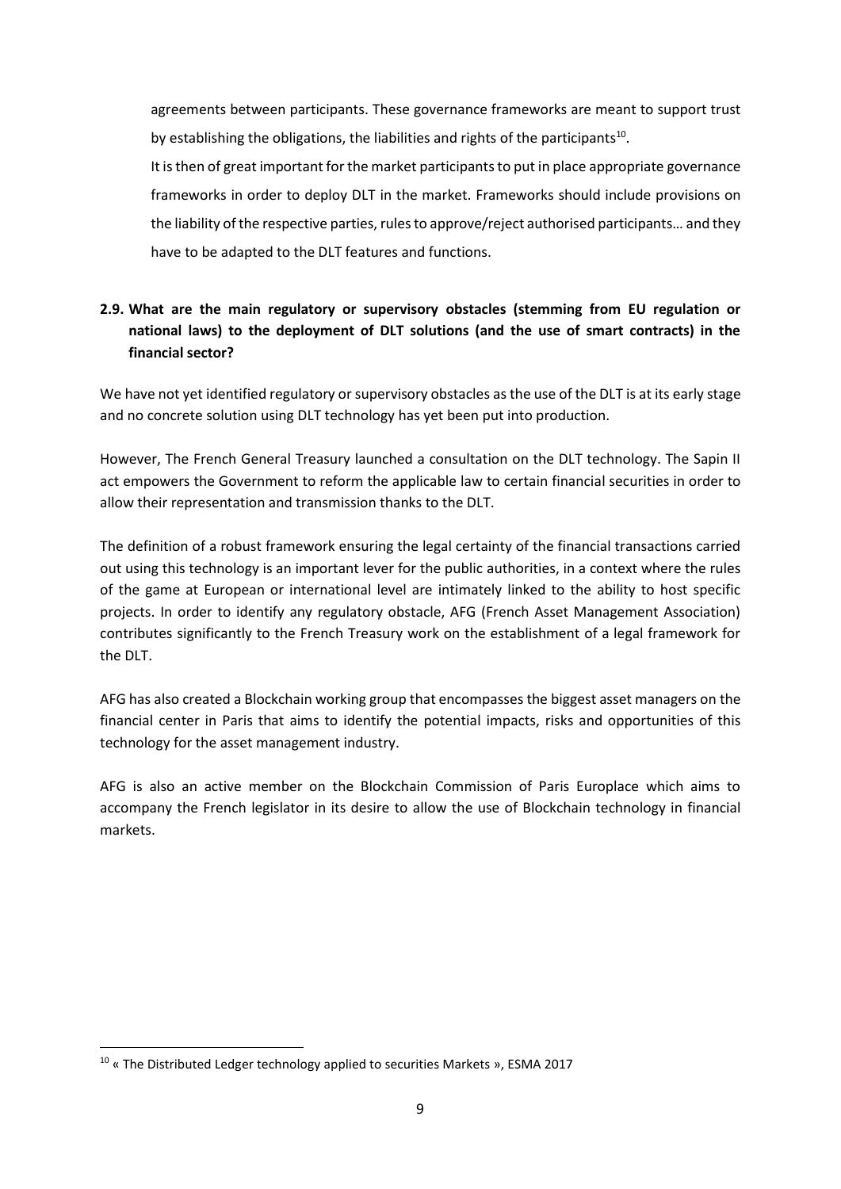agreements between participants. These governance frameworks are meant to support trust by establishing the obligations, the liabilities and rights of the participants[10].

It is then of great important for the market participants to put in place appropriate governance frameworks in order to deploy DLT in the market. Frameworks should include provisions on the liability of the respective parties, rules to approve/reject authorised participants… and they have to be adapted to the DLT features and functions.

**2.9. What are the main regulatory or supervisory obstacles (stemming from EU regulation or national laws) to the deployment of DLT solutions (and the use of smart contracts) in the financial sector?**

We have not yet identified regulatory or supervisory obstacles as the use of the DLT is at its early stage and no concrete solution using DLT technology has yet been put into production.

However, The French General Treasury launched a consultation on the DLT technology. The Sapin II act empowers the Government to reform the applicable law to certain financial securities in order to allow their representation and transmission thanks to the DLT.

The definition of a robust framework ensuring the legal certainty of the financial transactions carried out using this technology is an important lever for the public authorities, in a context where the rules of the game at European or international level are intimately linked to the ability to host specific projects. In order to identify any regulatory obstacle, AFG (French Asset Management Association) contributes significantly to the French Treasury work on the establishment of a legal framework for the DLT.

AFG has also created a Blockchain working group that encompasses the biggest asset managers on the financial center in Paris that aims to identify the potential impacts, risks and opportunities of this technology for the asset management industry.

AFG is also an active member on the Blockchain Commission of Paris Europlace which aims to accompany the French legislator in its desire to allow the use of Blockchain technology in financial markets.

---

[10] « The Distributed Ledger technology applied to securities Markets », ESMA 2017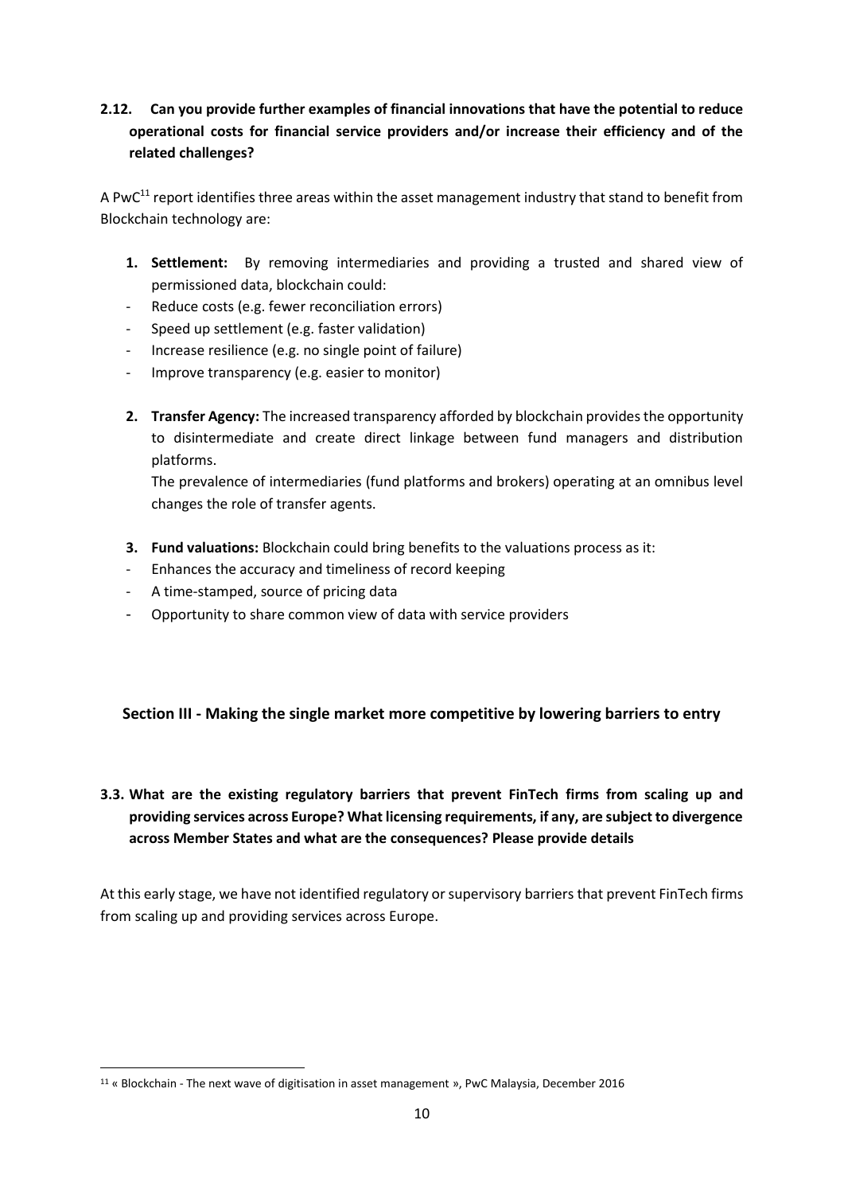**2.12. Can you provide further examples of financial innovations that have the potential to reduce operational costs for financial service providers and/or increase their efficiency and of the related challenges?**

A PwC[11] report identifies three areas within the asset management industry that stand to benefit from Blockchain technology are:

1. **Settlement:** By removing intermediaries and providing a trusted and shared view of permissioned data, blockchain could:
   - Reduce costs (e.g. fewer reconciliation errors)
   - Speed up settlement (e.g. faster validation)
   - Increase resilience (e.g. no single point of failure)
   - Improve transparency (e.g. easier to monitor)

2. **Transfer Agency:** The increased transparency afforded by blockchain provides the opportunity to disintermediate and create direct linkage between fund managers and distribution platforms.

   The prevalence of intermediaries (fund platforms and brokers) operating at an omnibus level changes the role of transfer agents.

3. **Fund valuations:** Blockchain could bring benefits to the valuations process as it:
   - Enhances the accuracy and timeliness of record keeping
   - A time-stamped, source of pricing data
   - Opportunity to share common view of data with service providers

## Section III - Making the single market more competitive by lowering barriers to entry

**3.3. What are the existing regulatory barriers that prevent FinTech firms from scaling up and providing services across Europe? What licensing requirements, if any, are subject to divergence across Member States and what are the consequences? Please provide details**

At this early stage, we have not identified regulatory or supervisory barriers that prevent FinTech firms from scaling up and providing services across Europe.

---

[11] « Blockchain - The next wave of digitisation in asset management », PwC Malaysia, December 2016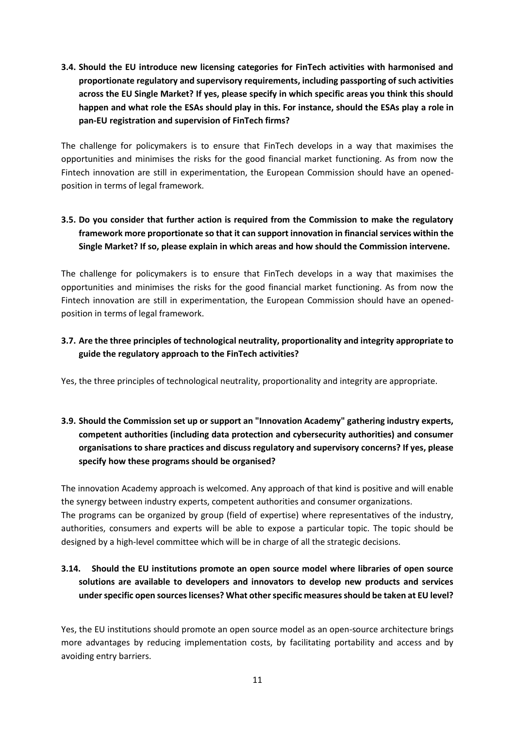**3.4. Should the EU introduce new licensing categories for FinTech activities with harmonised and proportionate regulatory and supervisory requirements, including passporting of such activities across the EU Single Market? If yes, please specify in which specific areas you think this should happen and what role the ESAs should play in this. For instance, should the ESAs play a role in pan-EU registration and supervision of FinTech firms?**

The challenge for policymakers is to ensure that FinTech develops in a way that maximises the opportunities and minimises the risks for the good financial market functioning. As from now the Fintech innovation are still in experimentation, the European Commission should have an opened-position in terms of legal framework.

**3.5. Do you consider that further action is required from the Commission to make the regulatory framework more proportionate so that it can support innovation in financial services within the Single Market? If so, please explain in which areas and how should the Commission intervene.**

The challenge for policymakers is to ensure that FinTech develops in a way that maximises the opportunities and minimises the risks for the good financial market functioning. As from now the Fintech innovation are still in experimentation, the European Commission should have an opened-position in terms of legal framework.

**3.7. Are the three principles of technological neutrality, proportionality and integrity appropriate to guide the regulatory approach to the FinTech activities?**

Yes, the three principles of technological neutrality, proportionality and integrity are appropriate.

**3.9. Should the Commission set up or support an "Innovation Academy" gathering industry experts, competent authorities (including data protection and cybersecurity authorities) and consumer organisations to share practices and discuss regulatory and supervisory concerns? If yes, please specify how these programs should be organised?**

The innovation Academy approach is welcomed. Any approach of that kind is positive and will enable the synergy between industry experts, competent authorities and consumer organizations.
The programs can be organized by group (field of expertise) where representatives of the industry, authorities, consumers and experts will be able to expose a particular topic. The topic should be designed by a high-level committee which will be in charge of all the strategic decisions.

**3.14. Should the EU institutions promote an open source model where libraries of open source solutions are available to developers and innovators to develop new products and services under specific open sources licenses? What other specific measures should be taken at EU level?**

Yes, the EU institutions should promote an open source model as an open-source architecture brings more advantages by reducing implementation costs, by facilitating portability and access and by avoiding entry barriers.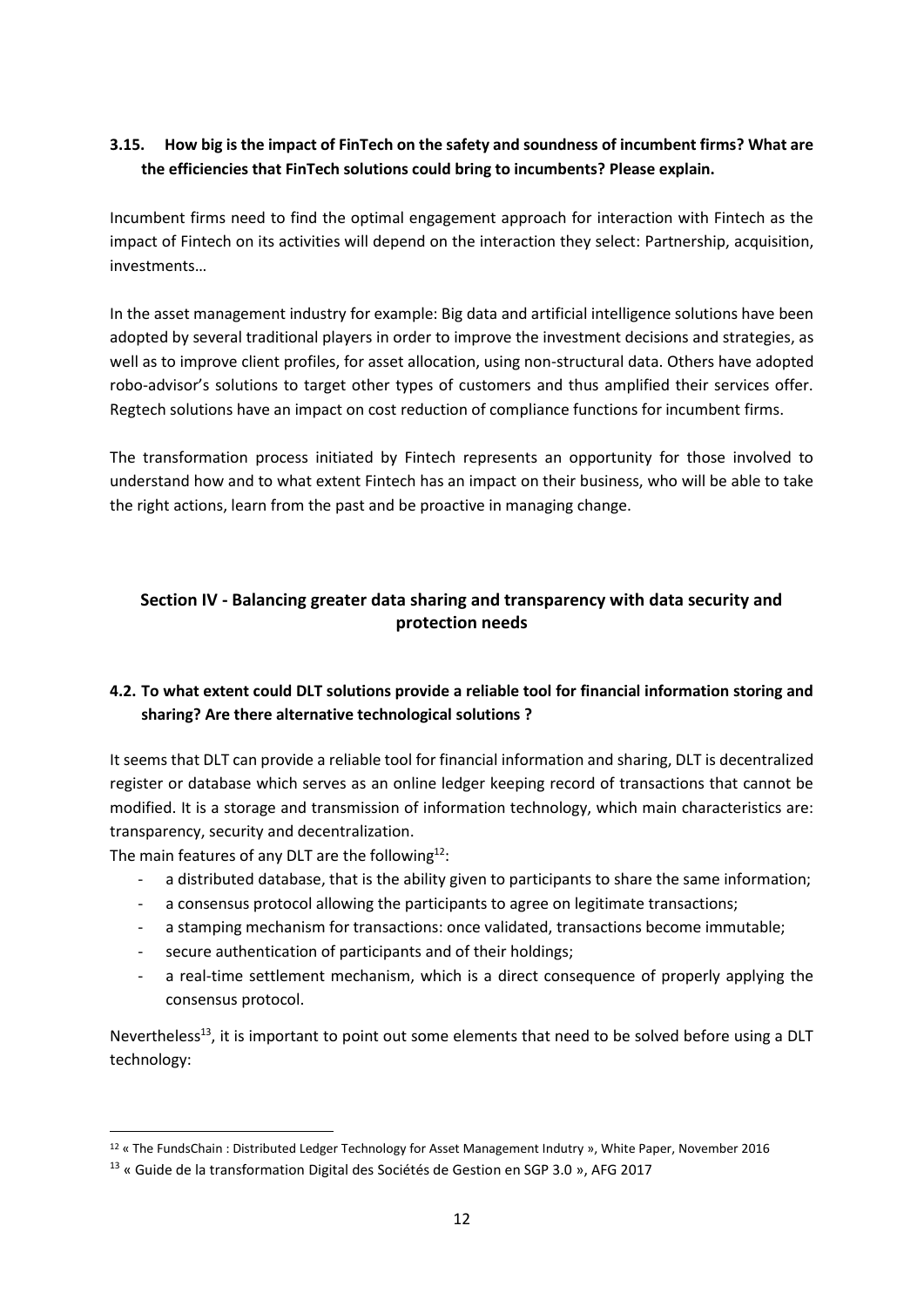### 3.15. How big is the impact of FinTech on the safety and soundness of incumbent firms? What are the efficiencies that FinTech solutions could bring to incumbents? Please explain.

Incumbent firms need to find the optimal engagement approach for interaction with Fintech as the impact of Fintech on its activities will depend on the interaction they select: Partnership, acquisition, investments…

In the asset management industry for example: Big data and artificial intelligence solutions have been adopted by several traditional players in order to improve the investment decisions and strategies, as well as to improve client profiles, for asset allocation, using non-structural data. Others have adopted robo-advisor's solutions to target other types of customers and thus amplified their services offer. Regtech solutions have an impact on cost reduction of compliance functions for incumbent firms.

The transformation process initiated by Fintech represents an opportunity for those involved to understand how and to what extent Fintech has an impact on their business, who will be able to take the right actions, learn from the past and be proactive in managing change.

## Section IV - Balancing greater data sharing and transparency with data security and protection needs

### 4.2. To what extent could DLT solutions provide a reliable tool for financial information storing and sharing? Are there alternative technological solutions ?

It seems that DLT can provide a reliable tool for financial information and sharing, DLT is decentralized register or database which serves as an online ledger keeping record of transactions that cannot be modified. It is a storage and transmission of information technology, which main characteristics are: transparency, security and decentralization.

The main features of any DLT are the following[12]:

- a distributed database, that is the ability given to participants to share the same information;
- a consensus protocol allowing the participants to agree on legitimate transactions;
- a stamping mechanism for transactions: once validated, transactions become immutable;
- secure authentication of participants and of their holdings;
- a real-time settlement mechanism, which is a direct consequence of properly applying the consensus protocol.

Nevertheless[13], it is important to point out some elements that need to be solved before using a DLT technology:

---

[12] « The FundsChain : Distributed Ledger Technology for Asset Management Indutry », White Paper, November 2016

[13] « Guide de la transformation Digital des Sociétés de Gestion en SGP 3.0 », AFG 2017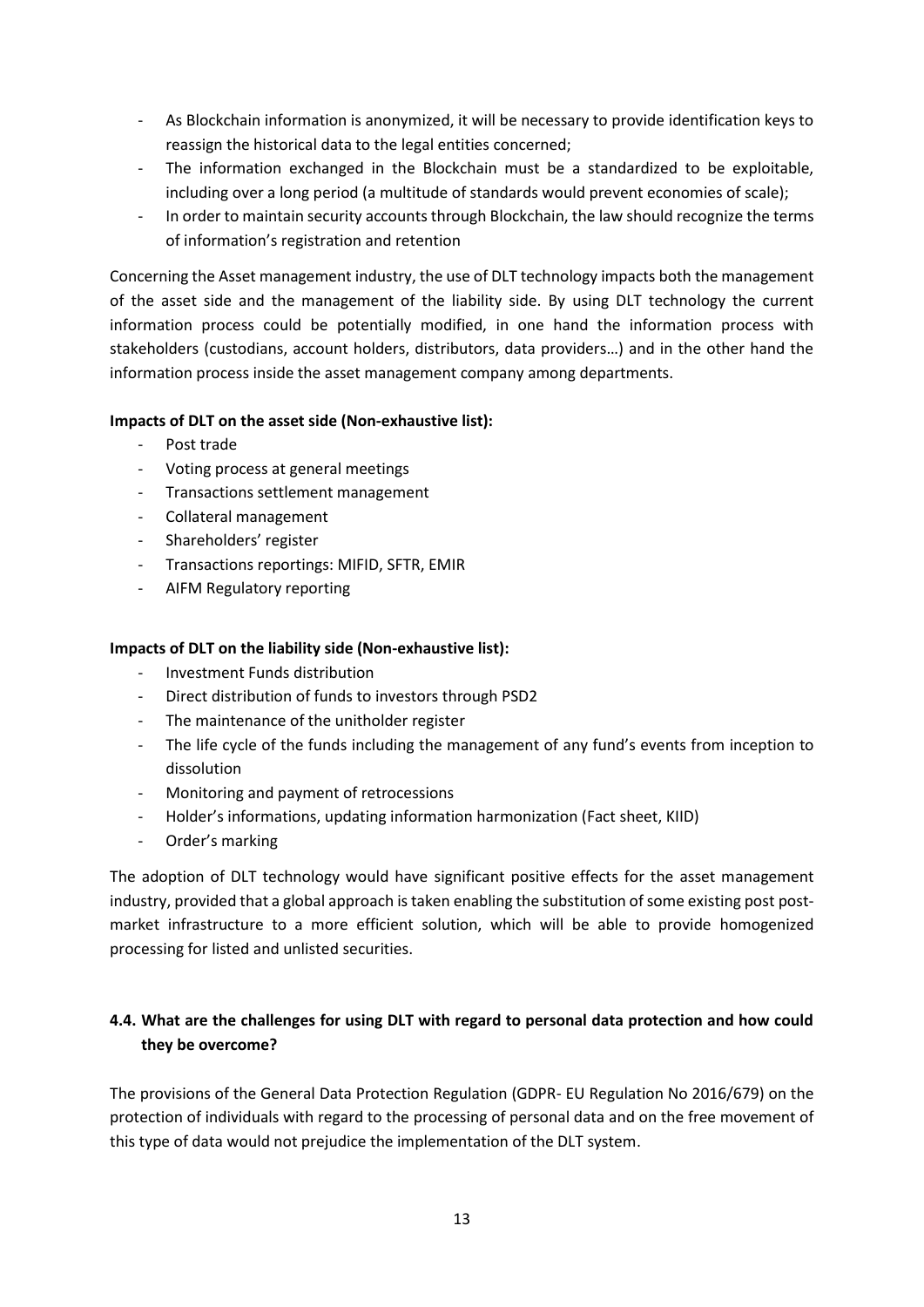- As Blockchain information is anonymized, it will be necessary to provide identification keys to reassign the historical data to the legal entities concerned;
- The information exchanged in the Blockchain must be a standardized to be exploitable, including over a long period (a multitude of standards would prevent economies of scale);
- In order to maintain security accounts through Blockchain, the law should recognize the terms of information's registration and retention

Concerning the Asset management industry, the use of DLT technology impacts both the management of the asset side and the management of the liability side. By using DLT technology the current information process could be potentially modified, in one hand the information process with stakeholders (custodians, account holders, distributors, data providers…) and in the other hand the information process inside the asset management company among departments.

**Impacts of DLT on the asset side (Non-exhaustive list):**

- Post trade
- Voting process at general meetings
- Transactions settlement management
- Collateral management
- Shareholders' register
- Transactions reportings: MIFID, SFTR, EMIR
- AIFM Regulatory reporting

**Impacts of DLT on the liability side (Non-exhaustive list):**

- Investment Funds distribution
- Direct distribution of funds to investors through PSD2
- The maintenance of the unitholder register
- The life cycle of the funds including the management of any fund's events from inception to dissolution
- Monitoring and payment of retrocessions
- Holder's informations, updating information harmonization (Fact sheet, KIID)
- Order's marking

The adoption of DLT technology would have significant positive effects for the asset management industry, provided that a global approach is taken enabling the substitution of some existing post post-market infrastructure to a more efficient solution, which will be able to provide homogenized processing for listed and unlisted securities.

## 4.4. What are the challenges for using DLT with regard to personal data protection and how could they be overcome?

The provisions of the General Data Protection Regulation (GDPR- EU Regulation No 2016/679) on the protection of individuals with regard to the processing of personal data and on the free movement of this type of data would not prejudice the implementation of the DLT system.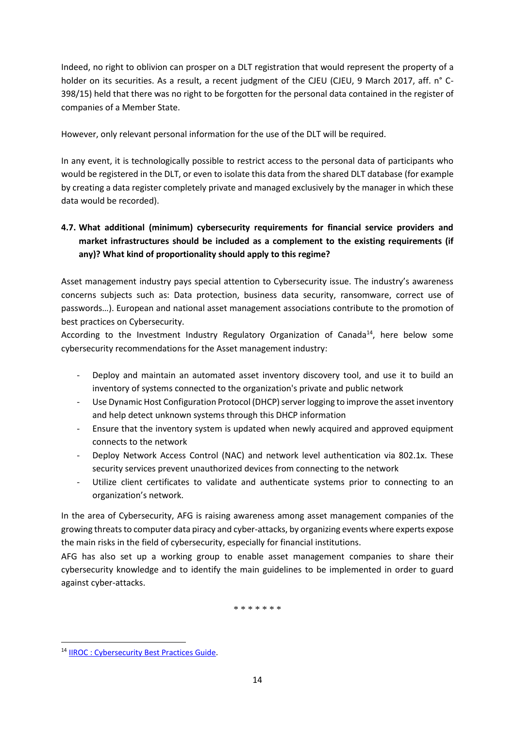Indeed, no right to oblivion can prosper on a DLT registration that would represent the property of a holder on its securities. As a result, a recent judgment of the CJEU (CJEU, 9 March 2017, aff. n° C-398/15) held that there was no right to be forgotten for the personal data contained in the register of companies of a Member State.

However, only relevant personal information for the use of the DLT will be required.

In any event, it is technologically possible to restrict access to the personal data of participants who would be registered in the DLT, or even to isolate this data from the shared DLT database (for example by creating a data register completely private and managed exclusively by the manager in which these data would be recorded).

### 4.7. What additional (minimum) cybersecurity requirements for financial service providers and market infrastructures should be included as a complement to the existing requirements (if any)? What kind of proportionality should apply to this regime?

Asset management industry pays special attention to Cybersecurity issue. The industry's awareness concerns subjects such as: Data protection, business data security, ransomware, correct use of passwords…). European and national asset management associations contribute to the promotion of best practices on Cybersecurity.

According to the Investment Industry Regulatory Organization of Canada[14], here below some cybersecurity recommendations for the Asset management industry:

- Deploy and maintain an automated asset inventory discovery tool, and use it to build an inventory of systems connected to the organization's private and public network
- Use Dynamic Host Configuration Protocol (DHCP) server logging to improve the asset inventory and help detect unknown systems through this DHCP information
- Ensure that the inventory system is updated when newly acquired and approved equipment connects to the network
- Deploy Network Access Control (NAC) and network level authentication via 802.1x. These security services prevent unauthorized devices from connecting to the network
- Utilize client certificates to validate and authenticate systems prior to connecting to an organization's network.

In the area of Cybersecurity, AFG is raising awareness among asset management companies of the growing threats to computer data piracy and cyber-attacks, by organizing events where experts expose the main risks in the field of cybersecurity, especially for financial institutions.

AFG has also set up a working group to enable asset management companies to share their cybersecurity knowledge and to identify the main guidelines to be implemented in order to guard against cyber-attacks.

\* \* \* \* \* \* \*

[14] IIROC : Cybersecurity Best Practices Guide.